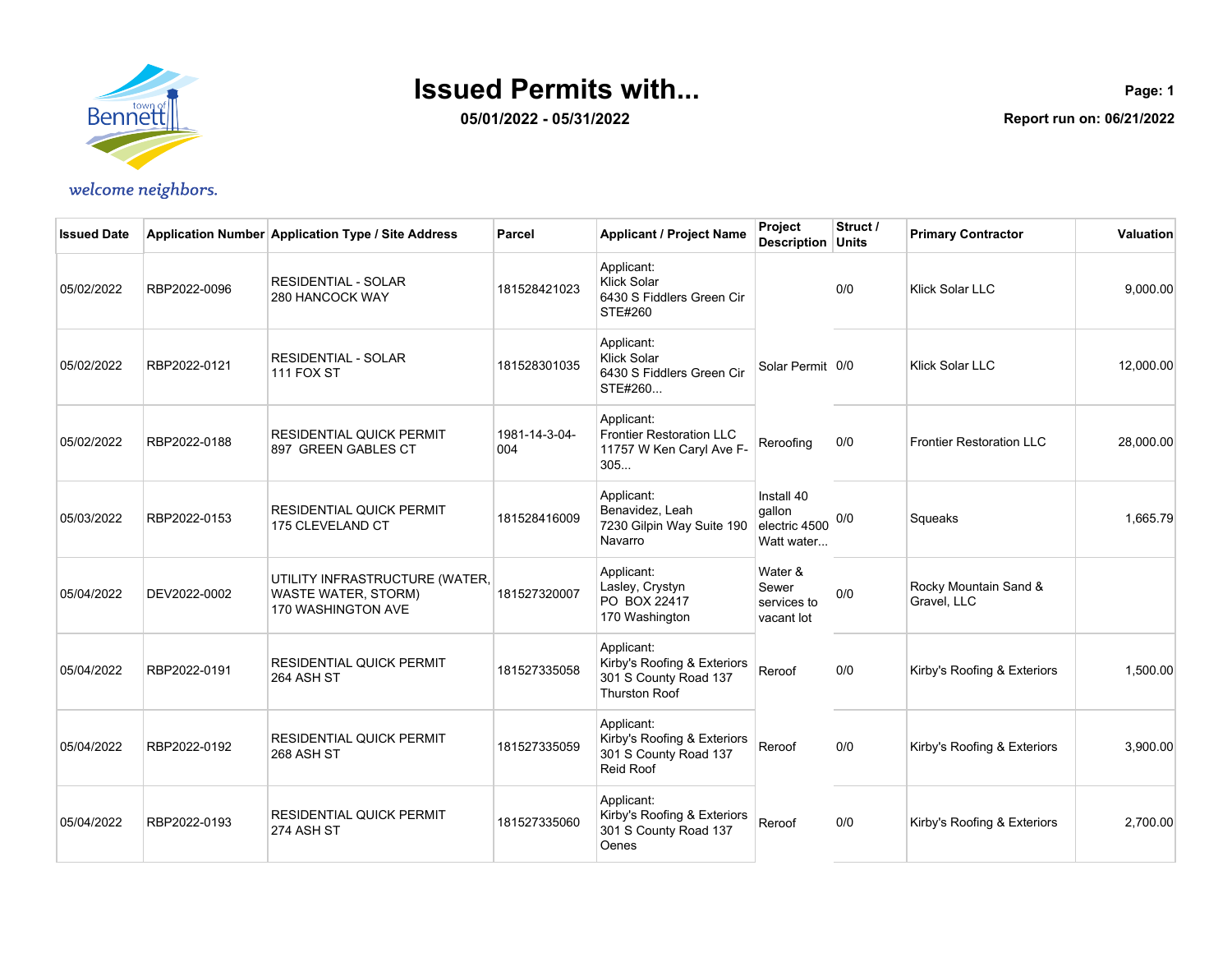town of Bennett

*welcome neighbors.*

# Issued Permits with...

**05/01/2022 - 05/31/2022**

**Report run on: 06/21/2022**

| Issued Date | Application Number | Application Type / Site Address | Parcel | Applicant / Project Name | Project Description | Struct / Units | Primary Contractor | Valuation |
|---|---|---|---|---|---|---|---|---|
| 05/02/2022 | RBP2022-0096 | RESIDENTIAL - SOLAR 280 HANCOCK WAY | 181528421023 | Applicant: Klick Solar 6430 S Fiddlers Green Cir STE#260 | | 0/0 | Klick Solar LLC | 9,000.00 |
| 05/02/2022 | RBP2022-0121 | RESIDENTIAL - SOLAR 111 FOX ST | 181528301035 | Applicant: Klick Solar 6430 S Fiddlers Green Cir STE#260... | Solar Permit | 0/0 | Klick Solar LLC | 12,000.00 |
| 05/02/2022 | RBP2022-0188 | RESIDENTIAL QUICK PERMIT 897 GREEN GABLES CT | 1981-14-3-04-004 | Applicant: Frontier Restoration LLC 11757 W Ken Caryl Ave F-305... | Reroofing | 0/0 | Frontier Restoration LLC | 28,000.00 |
| 05/03/2022 | RBP2022-0153 | RESIDENTIAL QUICK PERMIT 175 CLEVELAND CT | 181528416009 | Applicant: Benavidez, Leah 7230 Gilpin Way Suite 190 Navarro | Install 40 gallon electric 4500 Watt water... | 0/0 | Squeaks | 1,665.79 |
| 05/04/2022 | DEV2022-0002 | UTILITY INFRASTRUCTURE (WATER, WASTE WATER, STORM) 170 WASHINGTON AVE | 181527320007 | Applicant: Lasley, Crystyn PO BOX 22417 170 Washington | Water & Sewer services to vacant lot | 0/0 | Rocky Mountain Sand & Gravel, LLC | |
| 05/04/2022 | RBP2022-0191 | RESIDENTIAL QUICK PERMIT 264 ASH ST | 181527335058 | Applicant: Kirby's Roofing & Exteriors 301 S County Road 137 Thurston Roof | Reroof | 0/0 | Kirby's Roofing & Exteriors | 1,500.00 |
| 05/04/2022 | RBP2022-0192 | RESIDENTIAL QUICK PERMIT 268 ASH ST | 181527335059 | Applicant: Kirby's Roofing & Exteriors 301 S County Road 137 Reid Roof | Reroof | 0/0 | Kirby's Roofing & Exteriors | 3,900.00 |
| 05/04/2022 | RBP2022-0193 | RESIDENTIAL QUICK PERMIT 274 ASH ST | 181527335060 | Applicant: Kirby's Roofing & Exteriors 301 S County Road 137 Oenes | Reroof | 0/0 | Kirby's Roofing & Exteriors | 2,700.00 |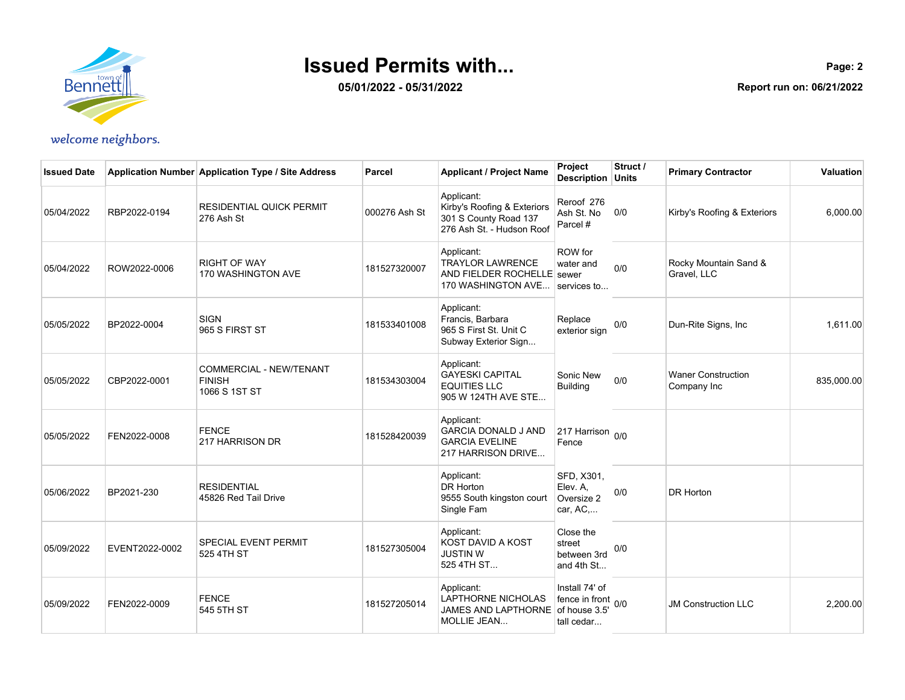# Issued Permits with...

**05/01/2022 - 05/31/2022**

**Report run on: 06/21/2022**

*welcome neighbors.*

| Issued Date | Application Number | Application Type / Site Address | Parcel | Applicant / Project Name | Project Description | Struct / Units | Primary Contractor | Valuation |
|---|---|---|---|---|---|---|---|---|
| 05/04/2022 | RBP2022-0194 | RESIDENTIAL QUICK PERMIT 276 Ash St | 000276 Ash St | Applicant: Kirby's Roofing & Exteriors 301 S County Road 137 276 Ash St. - Hudson Roof | Reroof 276 Ash St. No Parcel # | 0/0 | Kirby's Roofing & Exteriors | 6,000.00 |
| 05/04/2022 | ROW2022-0006 | RIGHT OF WAY 170 WASHINGTON AVE | 181527320007 | Applicant: TRAYLOR LAWRENCE AND FIELDER ROCHELLE 170 WASHINGTON AVE... | ROW for water and sewer services to... | 0/0 | Rocky Mountain Sand & Gravel, LLC | |
| 05/05/2022 | BP2022-0004 | SIGN 965 S FIRST ST | 181533401008 | Applicant: Francis, Barbara 965 S First St. Unit C Subway Exterior Sign... | Replace exterior sign | 0/0 | Dun-Rite Signs, Inc | 1,611.00 |
| 05/05/2022 | CBP2022-0001 | COMMERCIAL - NEW/TENANT FINISH 1066 S 1ST ST | 181534303004 | Applicant: GAYESKI CAPITAL EQUITIES LLC 905 W 124TH AVE STE... | Sonic New Building | 0/0 | Waner Construction Company Inc | 835,000.00 |
| 05/05/2022 | FEN2022-0008 | FENCE 217 HARRISON DR | 181528420039 | Applicant: GARCIA DONALD J AND GARCIA EVELINE 217 HARRISON DRIVE... | 217 Harrison Fence | 0/0 | | |
| 05/06/2022 | BP2021-230 | RESIDENTIAL 45826 Red Tail Drive | | Applicant: DR Horton 9555 South kingston court Single Fam | SFD, X301, Elev. A, Oversize 2 car, AC,... | 0/0 | DR Horton | |
| 05/09/2022 | EVENT2022-0002 | SPECIAL EVENT PERMIT 525 4TH ST | 181527305004 | Applicant: KOST DAVID A KOST JUSTIN W 525 4TH ST... | Close the street between 3rd and 4th St... | 0/0 | | |
| 05/09/2022 | FEN2022-0009 | FENCE 545 5TH ST | 181527205014 | Applicant: LAPTHORNE NICHOLAS JAMES AND LAPTHORNE MOLLIE JEAN... | Install 74' of fence in front of house 3.5' tall cedar... | 0/0 | JM Construction LLC | 2,200.00 |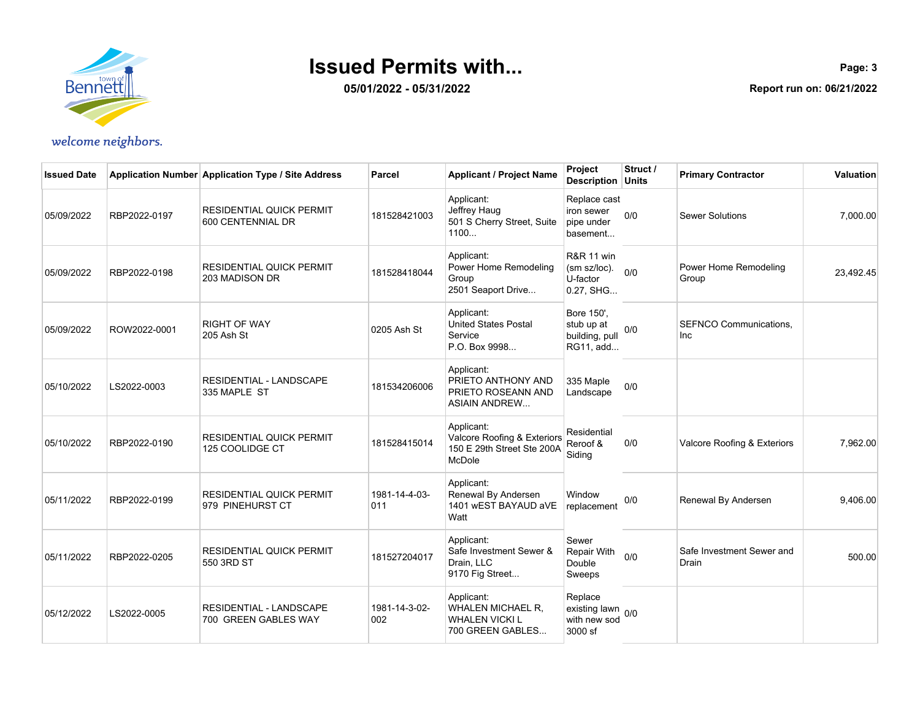# Issued Permits with...

**05/01/2022 - 05/31/2022**

**Report run on: 06/21/2022**

*welcome neighbors.*

| Issued Date | Application Number | Application Type / Site Address | Parcel | Applicant / Project Name | Project Description | Struct / Units | Primary Contractor | Valuation |
|---|---|---|---|---|---|---|---|---|
| 05/09/2022 | RBP2022-0197 | RESIDENTIAL QUICK PERMIT<br>600 CENTENNIAL DR | 181528421003 | Applicant:<br>Jeffrey Haug<br>501 S Cherry Street, Suite 1100... | Replace cast iron sewer pipe under basement... | 0/0 | Sewer Solutions | 7,000.00 |
| 05/09/2022 | RBP2022-0198 | RESIDENTIAL QUICK PERMIT<br>203 MADISON DR | 181528418044 | Applicant:<br>Power Home Remodeling Group<br>2501 Seaport Drive... | R&R 11 win (sm sz/loc). U-factor 0.27, SHG... | 0/0 | Power Home Remodeling Group | 23,492.45 |
| 05/09/2022 | ROW2022-0001 | RIGHT OF WAY<br>205 Ash St | 0205 Ash St | Applicant:<br>United States Postal Service<br>P.O. Box 9998... | Bore 150', stub up at building, pull RG11, add... | 0/0 | SEFNCO Communications, Inc | |
| 05/10/2022 | LS2022-0003 | RESIDENTIAL - LANDSCAPE<br>335 MAPLE ST | 181534206006 | Applicant:<br>PRIETO ANTHONY AND PRIETO ROSEANN AND ASIAIN ANDREW... | 335 Maple Landscape | 0/0 | | |
| 05/10/2022 | RBP2022-0190 | RESIDENTIAL QUICK PERMIT<br>125 COOLIDGE CT | 181528415014 | Applicant:<br>Valcore Roofing & Exteriors<br>150 E 29th Street Ste 200A McDole | Residential Reroof & Siding | 0/0 | Valcore Roofing & Exteriors | 7,962.00 |
| 05/11/2022 | RBP2022-0199 | RESIDENTIAL QUICK PERMIT<br>979 PINEHURST CT | 1981-14-4-03-011 | Applicant:<br>Renewal By Andersen<br>1401 wEST BAYAUD aVE Watt | Window replacement | 0/0 | Renewal By Andersen | 9,406.00 |
| 05/11/2022 | RBP2022-0205 | RESIDENTIAL QUICK PERMIT<br>550 3RD ST | 181527204017 | Applicant:<br>Safe Investment Sewer & Drain, LLC<br>9170 Fig Street... | Sewer Repair With Double Sweeps | 0/0 | Safe Investment Sewer and Drain | 500.00 |
| 05/12/2022 | LS2022-0005 | RESIDENTIAL - LANDSCAPE<br>700 GREEN GABLES WAY | 1981-14-3-02-002 | Applicant:<br>WHALEN MICHAEL R, WHALEN VICKI L<br>700 GREEN GABLES... | Replace existing lawn with new sod 3000 sf | 0/0 | | |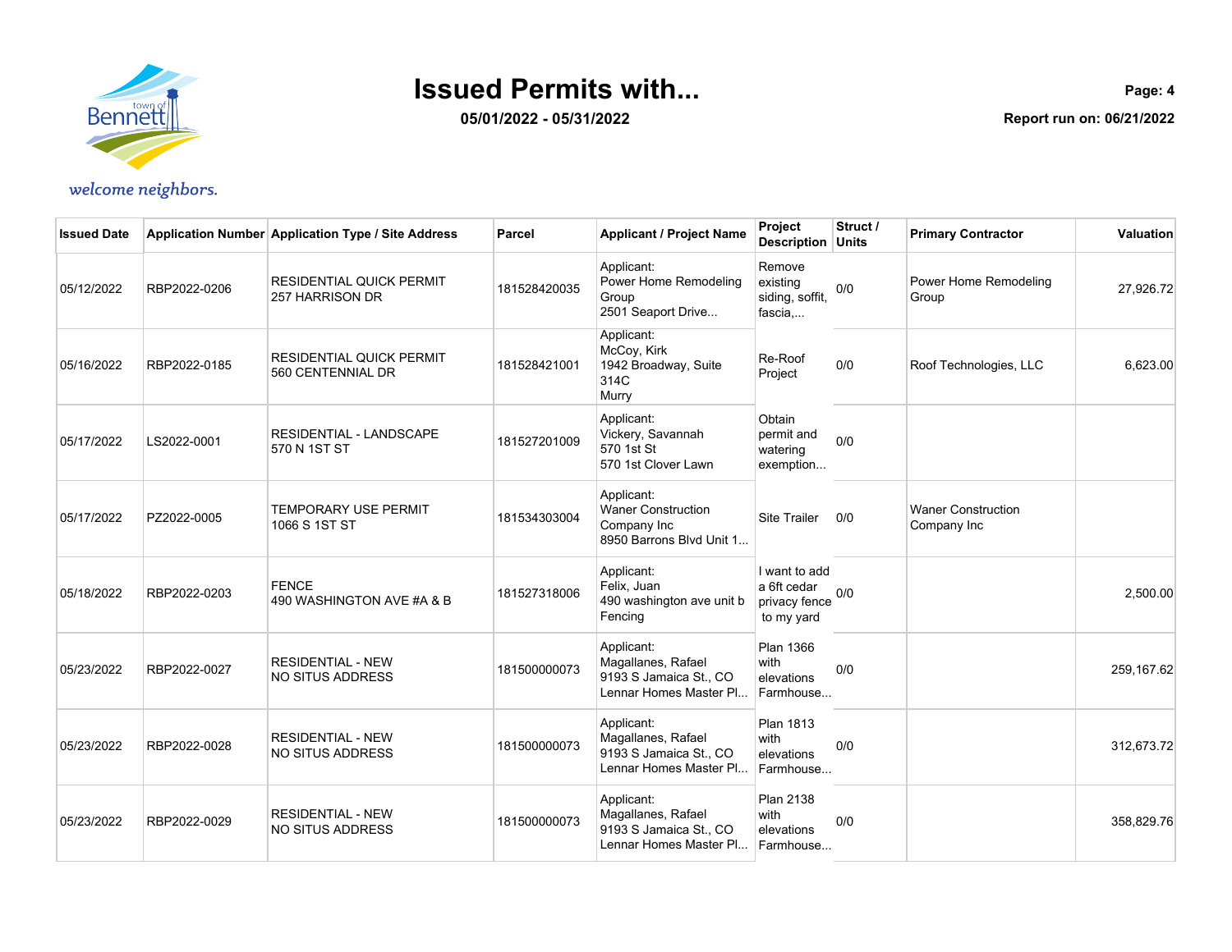# Issued Permits with...

**05/01/2022 - 05/31/2022**

**Report run on: 06/21/2022**

*welcome neighbors.*

| Issued Date | Application Number | Application Type / Site Address | Parcel | Applicant / Project Name | Project Description | Struct / Units | Primary Contractor | Valuation |
|---|---|---|---|---|---|---|---|---|
| 05/12/2022 | RBP2022-0206 | RESIDENTIAL QUICK PERMIT 257 HARRISON DR | 181528420035 | Applicant: Power Home Remodeling Group 2501 Seaport Drive... | Remove existing siding, soffit, fascia,... | 0/0 | Power Home Remodeling Group | 27,926.72 |
| 05/16/2022 | RBP2022-0185 | RESIDENTIAL QUICK PERMIT 560 CENTENNIAL DR | 181528421001 | Applicant: McCoy, Kirk 1942 Broadway, Suite 314C Murry | Re-Roof Project | 0/0 | Roof Technologies, LLC | 6,623.00 |
| 05/17/2022 | LS2022-0001 | RESIDENTIAL - LANDSCAPE 570 N 1ST ST | 181527201009 | Applicant: Vickery, Savannah 570 1st St 570 1st Clover Lawn | Obtain permit and watering exemption... | 0/0 | | |
| 05/17/2022 | PZ2022-0005 | TEMPORARY USE PERMIT 1066 S 1ST ST | 181534303004 | Applicant: Waner Construction Company Inc 8950 Barrons Blvd Unit 1... | Site Trailer | 0/0 | Waner Construction Company Inc | |
| 05/18/2022 | RBP2022-0203 | FENCE 490 WASHINGTON AVE #A & B | 181527318006 | Applicant: Felix, Juan 490 washington ave unit b Fencing | I want to add a 6ft cedar privacy fence to my yard | 0/0 | | 2,500.00 |
| 05/23/2022 | RBP2022-0027 | RESIDENTIAL - NEW NO SITUS ADDRESS | 181500000073 | Applicant: Magallanes, Rafael 9193 S Jamaica St., CO Lennar Homes Master Pl... | Plan 1366 with elevations Farmhouse... | 0/0 | | 259,167.62 |
| 05/23/2022 | RBP2022-0028 | RESIDENTIAL - NEW NO SITUS ADDRESS | 181500000073 | Applicant: Magallanes, Rafael 9193 S Jamaica St., CO Lennar Homes Master Pl... | Plan 1813 with elevations Farmhouse... | 0/0 | | 312,673.72 |
| 05/23/2022 | RBP2022-0029 | RESIDENTIAL - NEW NO SITUS ADDRESS | 181500000073 | Applicant: Magallanes, Rafael 9193 S Jamaica St., CO Lennar Homes Master Pl... | Plan 2138 with elevations Farmhouse... | 0/0 | | 358,829.76 |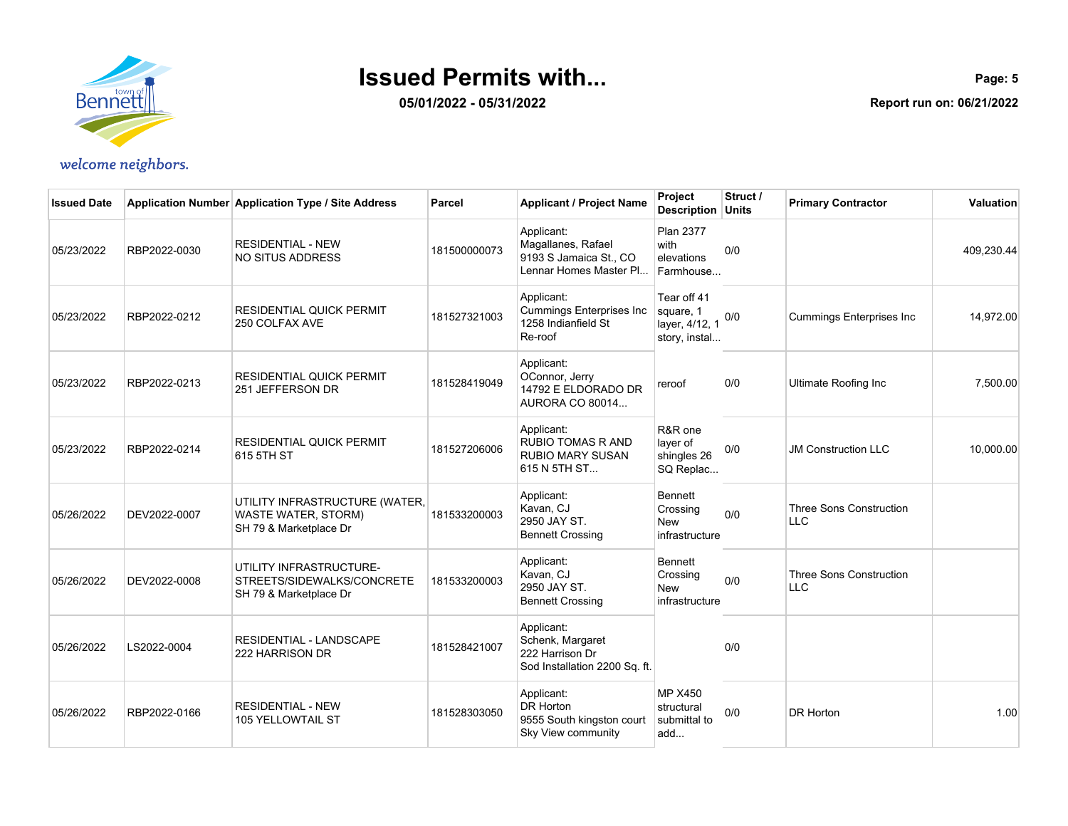# Issued Permits with...

**05/01/2022 - 05/31/2022**

**Report run on: 06/21/2022**

*welcome neighbors.*

| Issued Date | Application Number | Application Type / Site Address | Parcel | Applicant / Project Name | Project Description | Struct / Units | Primary Contractor | Valuation |
|---|---|---|---|---|---|---|---|---|
| 05/23/2022 | RBP2022-0030 | RESIDENTIAL - NEW<br>NO SITUS ADDRESS | 181500000073 | Applicant:<br>Magallanes, Rafael<br>9193 S Jamaica St., CO<br>Lennar Homes Master Pl... | Plan 2377 with elevations Farmhouse... | 0/0 | | 409,230.44 |
| 05/23/2022 | RBP2022-0212 | RESIDENTIAL QUICK PERMIT<br>250 COLFAX AVE | 181527321003 | Applicant:<br>Cummings Enterprises Inc<br>1258 Indianfield St<br>Re-roof | Tear off 41 square, 1 layer, 4/12, 1 story, instal... | 0/0 | Cummings Enterprises Inc | 14,972.00 |
| 05/23/2022 | RBP2022-0213 | RESIDENTIAL QUICK PERMIT<br>251 JEFFERSON DR | 181528419049 | Applicant:<br>OConnor, Jerry<br>14792 E ELDORADO DR<br>AURORA CO 80014... | reroof | 0/0 | Ultimate Roofing Inc | 7,500.00 |
| 05/23/2022 | RBP2022-0214 | RESIDENTIAL QUICK PERMIT<br>615 5TH ST | 181527206006 | Applicant:<br>RUBIO TOMAS R AND RUBIO MARY SUSAN<br>615 N 5TH ST... | R&R one layer of shingles 26 SQ Replac... | 0/0 | JM Construction LLC | 10,000.00 |
| 05/26/2022 | DEV2022-0007 | UTILITY INFRASTRUCTURE (WATER, WASTE WATER, STORM)<br>SH 79 & Marketplace Dr | 181533200003 | Applicant:<br>Kavan, CJ<br>2950 JAY ST.<br>Bennett Crossing | Bennett Crossing New infrastructure | 0/0 | Three Sons Construction LLC | |
| 05/26/2022 | DEV2022-0008 | UTILITY INFRASTRUCTURE-STREETS/SIDEWALKS/CONCRETE<br>SH 79 & Marketplace Dr | 181533200003 | Applicant:<br>Kavan, CJ<br>2950 JAY ST.<br>Bennett Crossing | Bennett Crossing New infrastructure | 0/0 | Three Sons Construction LLC | |
| 05/26/2022 | LS2022-0004 | RESIDENTIAL - LANDSCAPE<br>222 HARRISON DR | 181528421007 | Applicant:<br>Schenk, Margaret<br>222 Harrison Dr<br>Sod Installation 2200 Sq. ft. | | 0/0 | | |
| 05/26/2022 | RBP2022-0166 | RESIDENTIAL - NEW<br>105 YELLOWTAIL ST | 181528303050 | Applicant:<br>DR Horton<br>9555 South kingston court<br>Sky View community | MP X450 structural submittal to add... | 0/0 | DR Horton | 1.00 |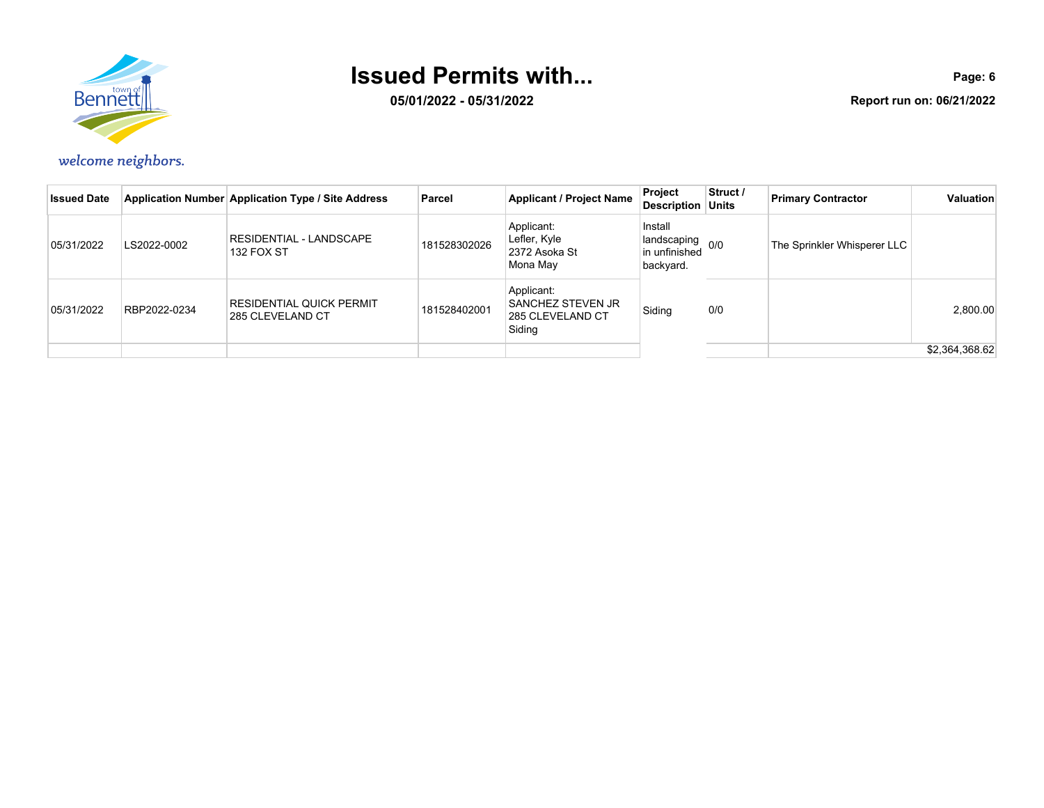# Issued Permits with...

**05/01/2022 - 05/31/2022**

**Report run on: 06/21/2022**

*welcome neighbors.*

| Issued Date | Application Number | Application Type / Site Address | Parcel | Applicant / Project Name | Project Description | Struct / Units | Primary Contractor | Valuation |
|---|---|---|---|---|---|---|---|---|
| 05/31/2022 | LS2022-0002 | RESIDENTIAL - LANDSCAPE<br>132 FOX ST | 181528302026 | Applicant:<br>Lefler, Kyle<br>2372 Asoka St<br>Mona May | Install landscaping in unfinished backyard. | 0/0 | The Sprinkler Whisperer LLC | |
| 05/31/2022 | RBP2022-0234 | RESIDENTIAL QUICK PERMIT<br>285 CLEVELAND CT | 181528402001 | Applicant:<br>SANCHEZ STEVEN JR<br>285 CLEVELAND CT<br>Siding | Siding | 0/0 | | 2,800.00 |
| | | | | | | | | $2,364,368.62 |